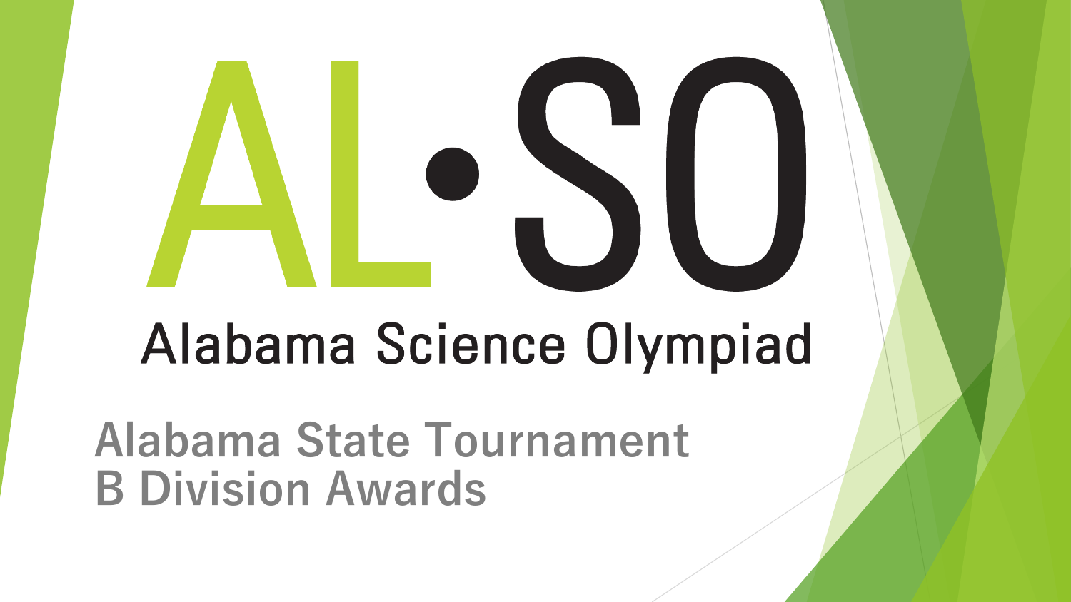# AL·SO

## Alabama Science Olympiad

## Alabama State Tournament
## B Division Awards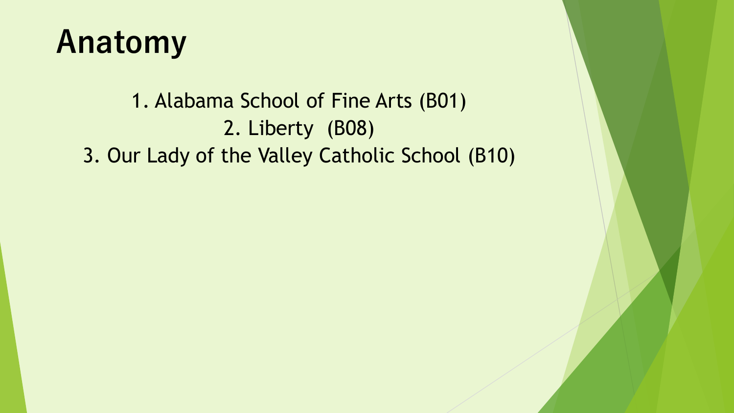# Anatomy

1. Alabama School of Fine Arts (B01)
2. Liberty (B08)
3. Our Lady of the Valley Catholic School (B10)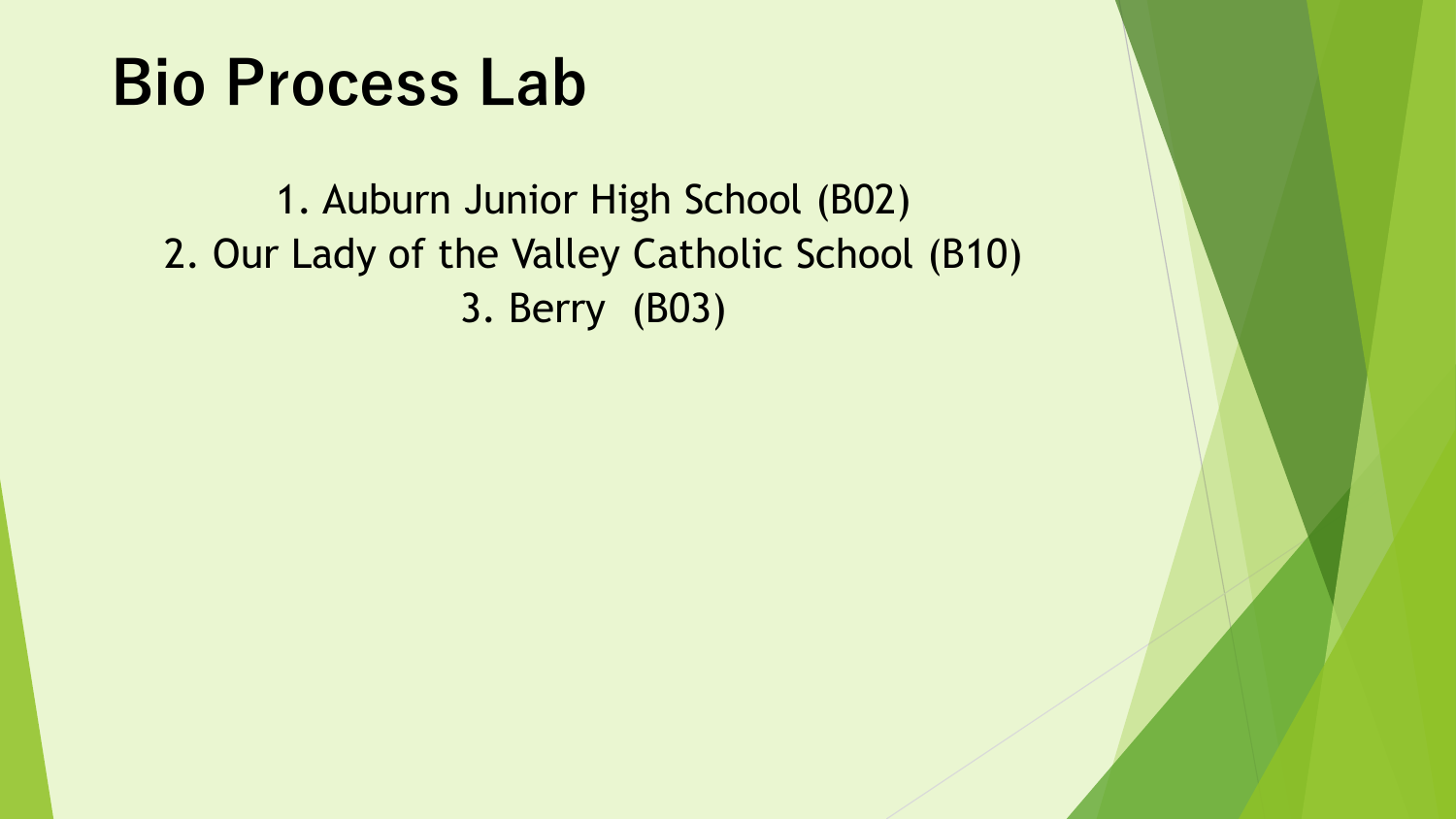# Bio Process Lab

1. Auburn Junior High School (B02)
2. Our Lady of the Valley Catholic School (B10)
3. Berry  (B03)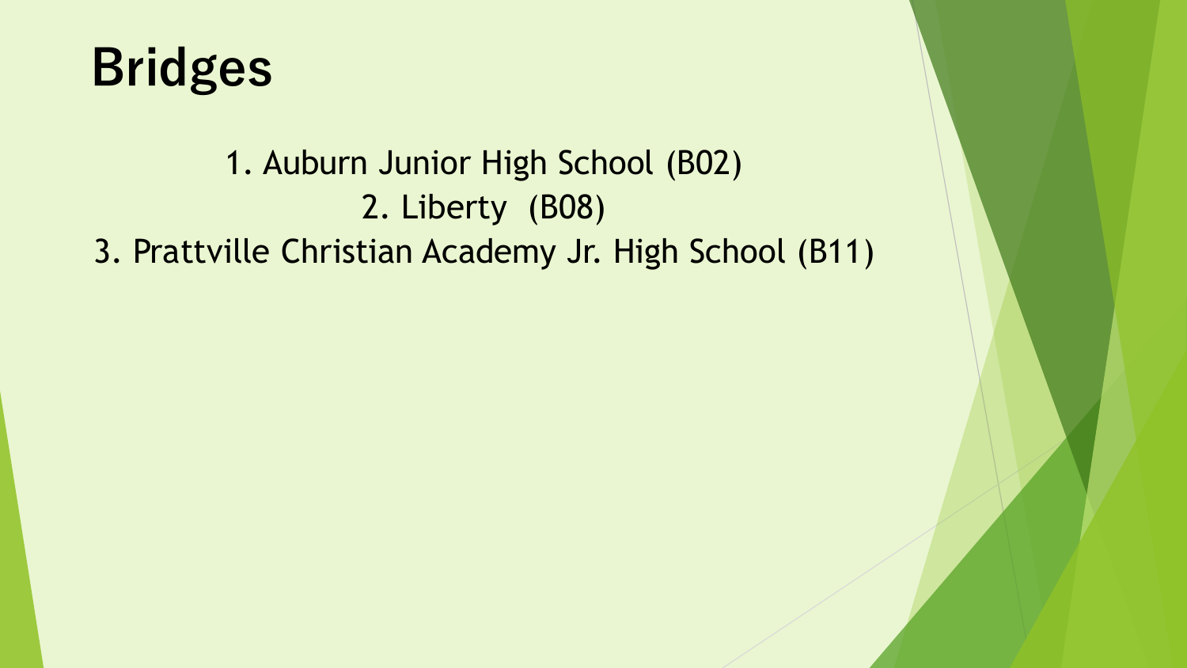# Bridges

1. Auburn Junior High School (B02)
2. Liberty (B08)
3. Prattville Christian Academy Jr. High School (B11)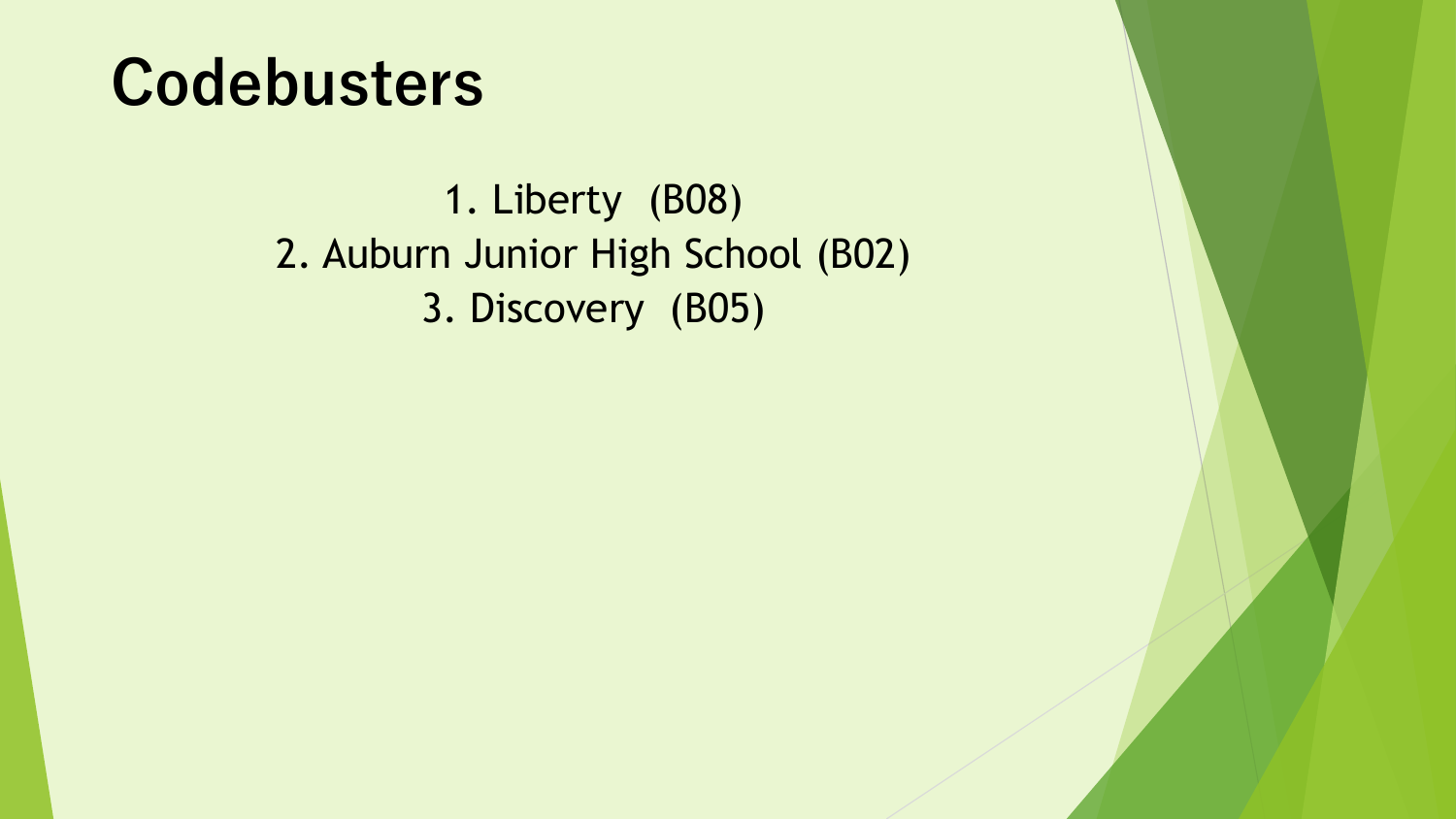# Codebusters

1. Liberty (B08)
2. Auburn Junior High School (B02)
3. Discovery (B05)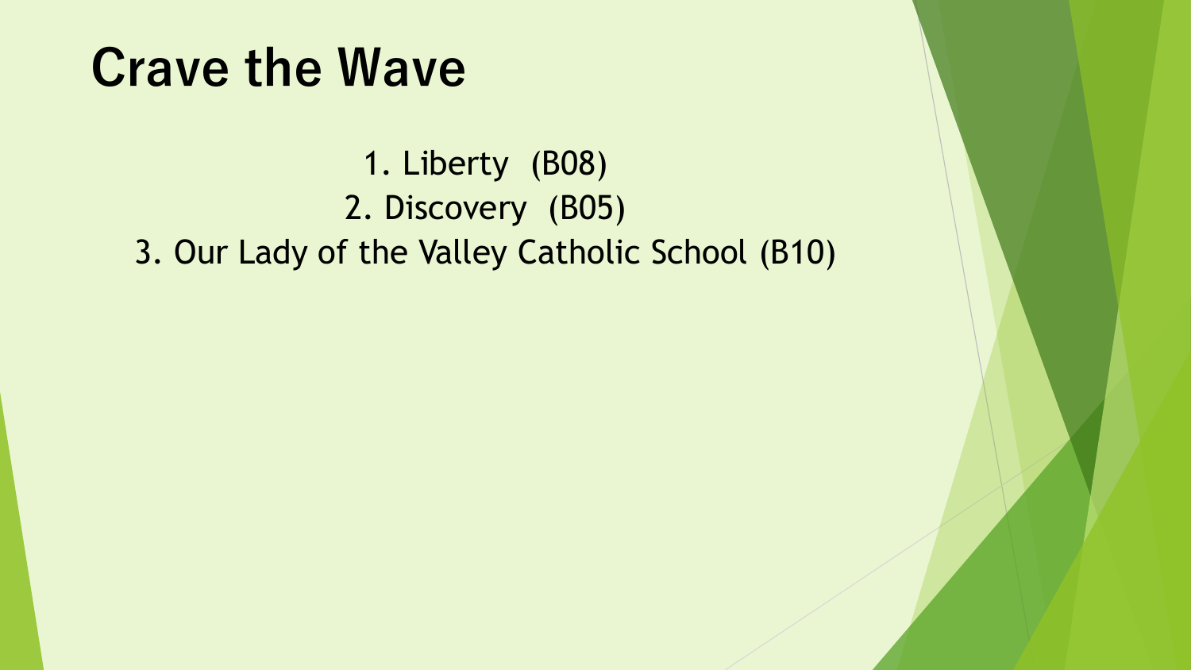# Crave the Wave

1. Liberty (B08)
2. Discovery (B05)
3. Our Lady of the Valley Catholic School (B10)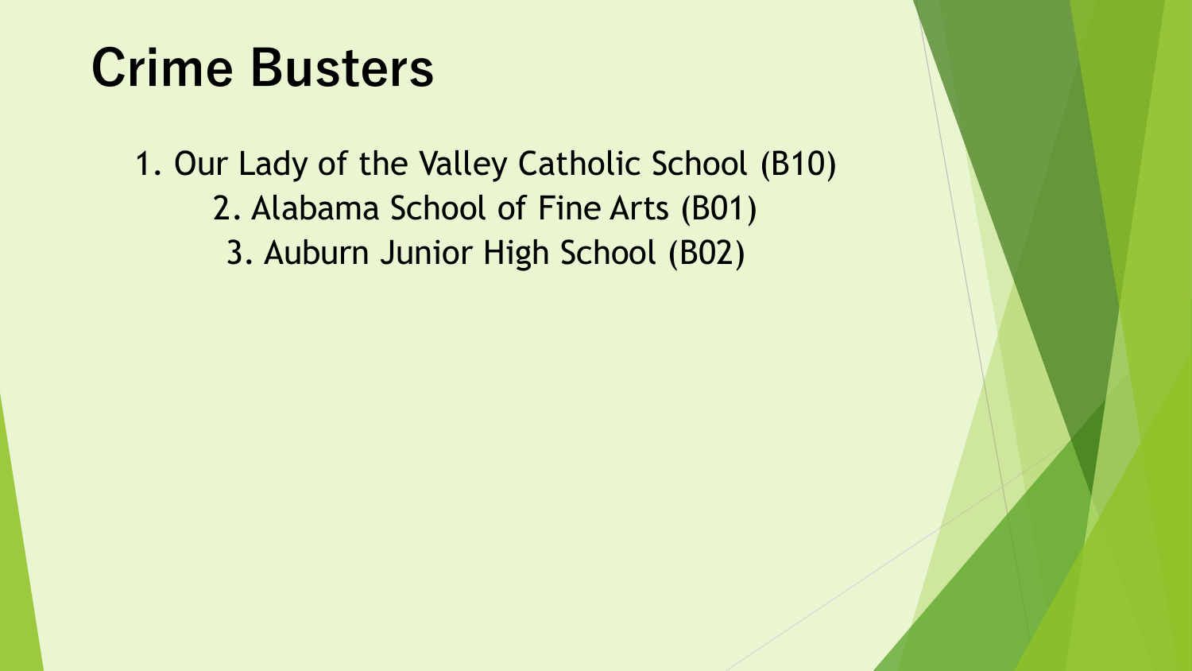# Crime Busters

1. Our Lady of the Valley Catholic School (B10)
2. Alabama School of Fine Arts (B01)
3. Auburn Junior High School (B02)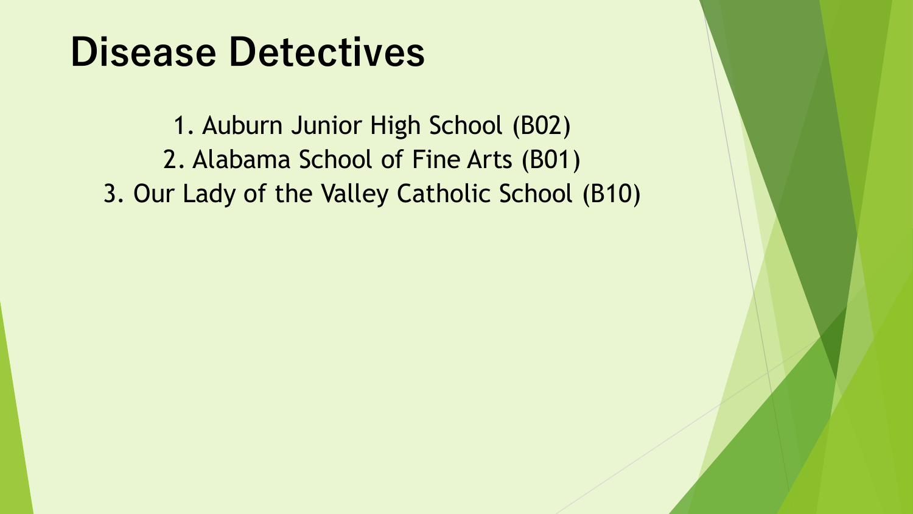# Disease Detectives

1. Auburn Junior High School (B02)
2. Alabama School of Fine Arts (B01)
3. Our Lady of the Valley Catholic School (B10)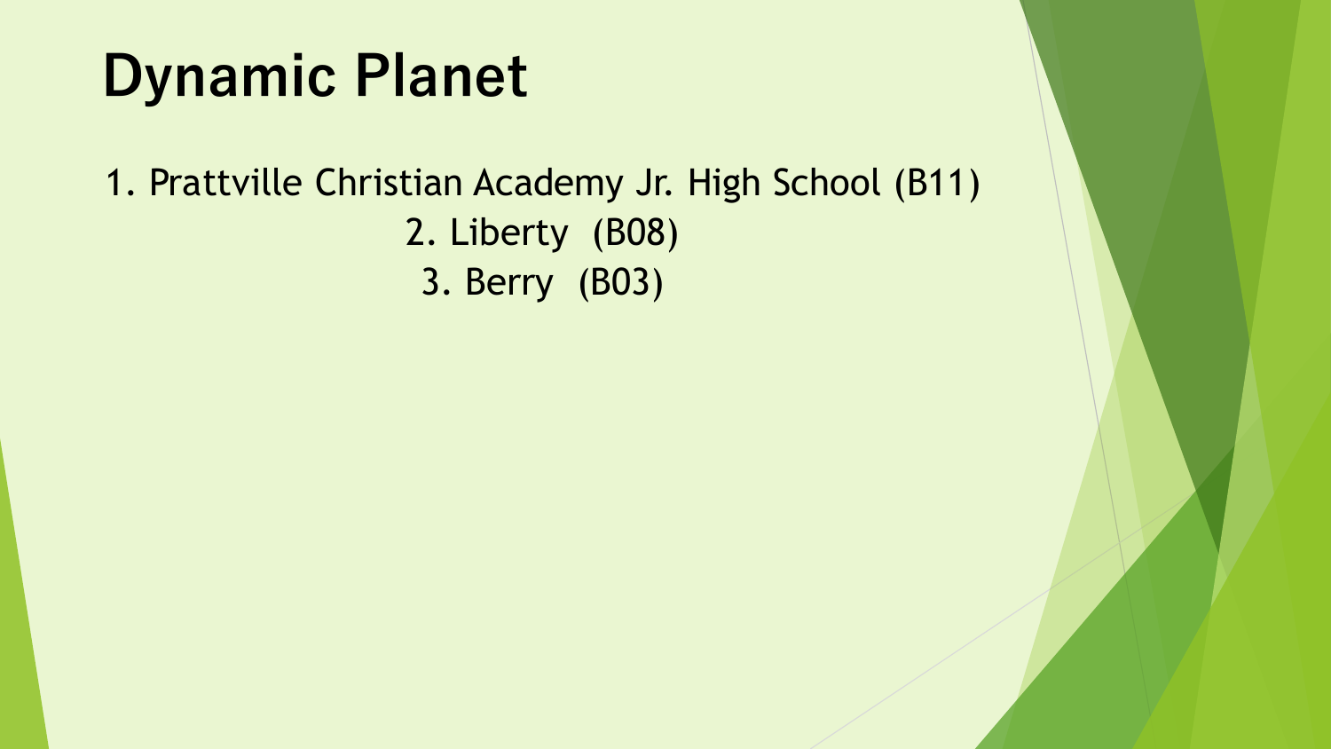# Dynamic Planet

1. Prattville Christian Academy Jr. High School (B11)
2. Liberty (B08)
3. Berry (B03)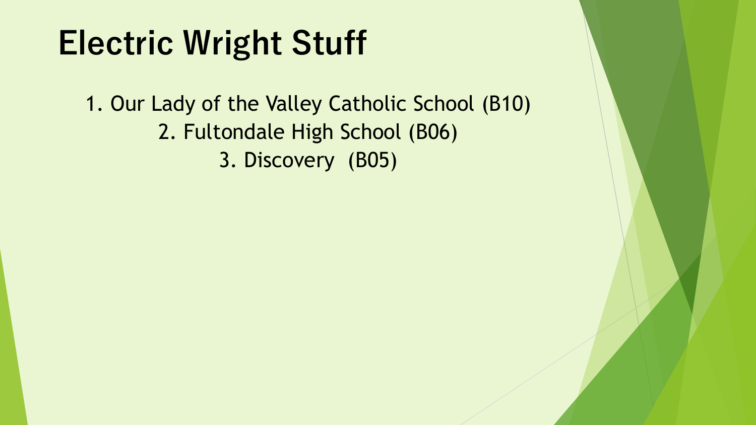# Electric Wright Stuff

1. Our Lady of the Valley Catholic School (B10)
2. Fultondale High School (B06)
3. Discovery (B05)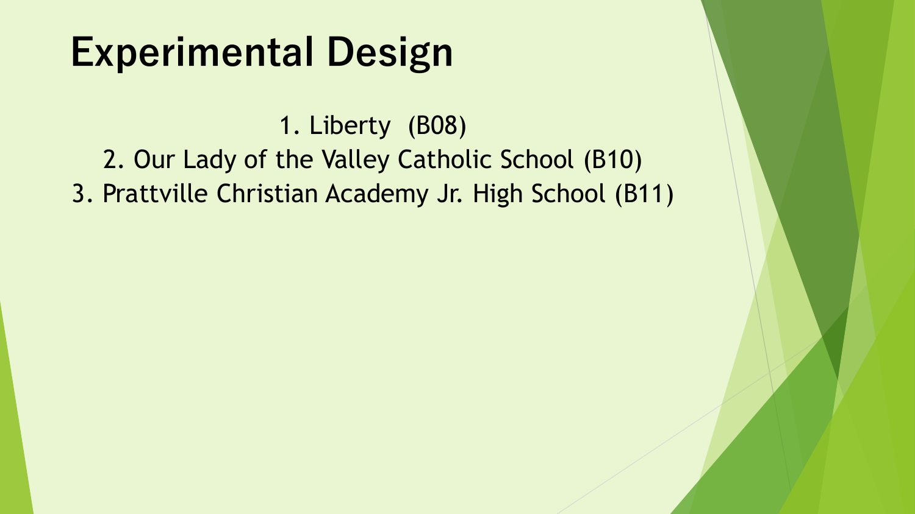# Experimental Design

1. Liberty  (B08)
2. Our Lady of the Valley Catholic School (B10)
3. Prattville Christian Academy Jr. High School (B11)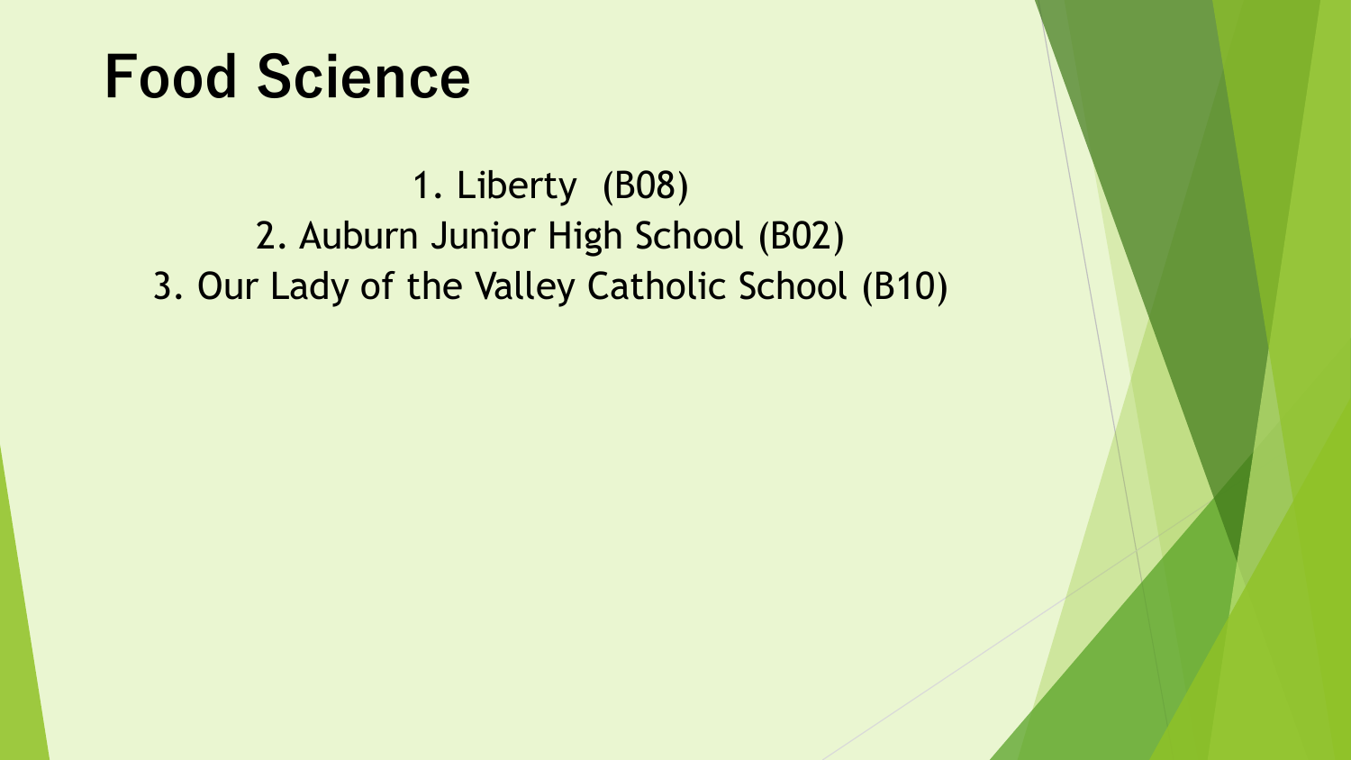# Food Science

1. Liberty (B08)
2. Auburn Junior High School (B02)
3. Our Lady of the Valley Catholic School (B10)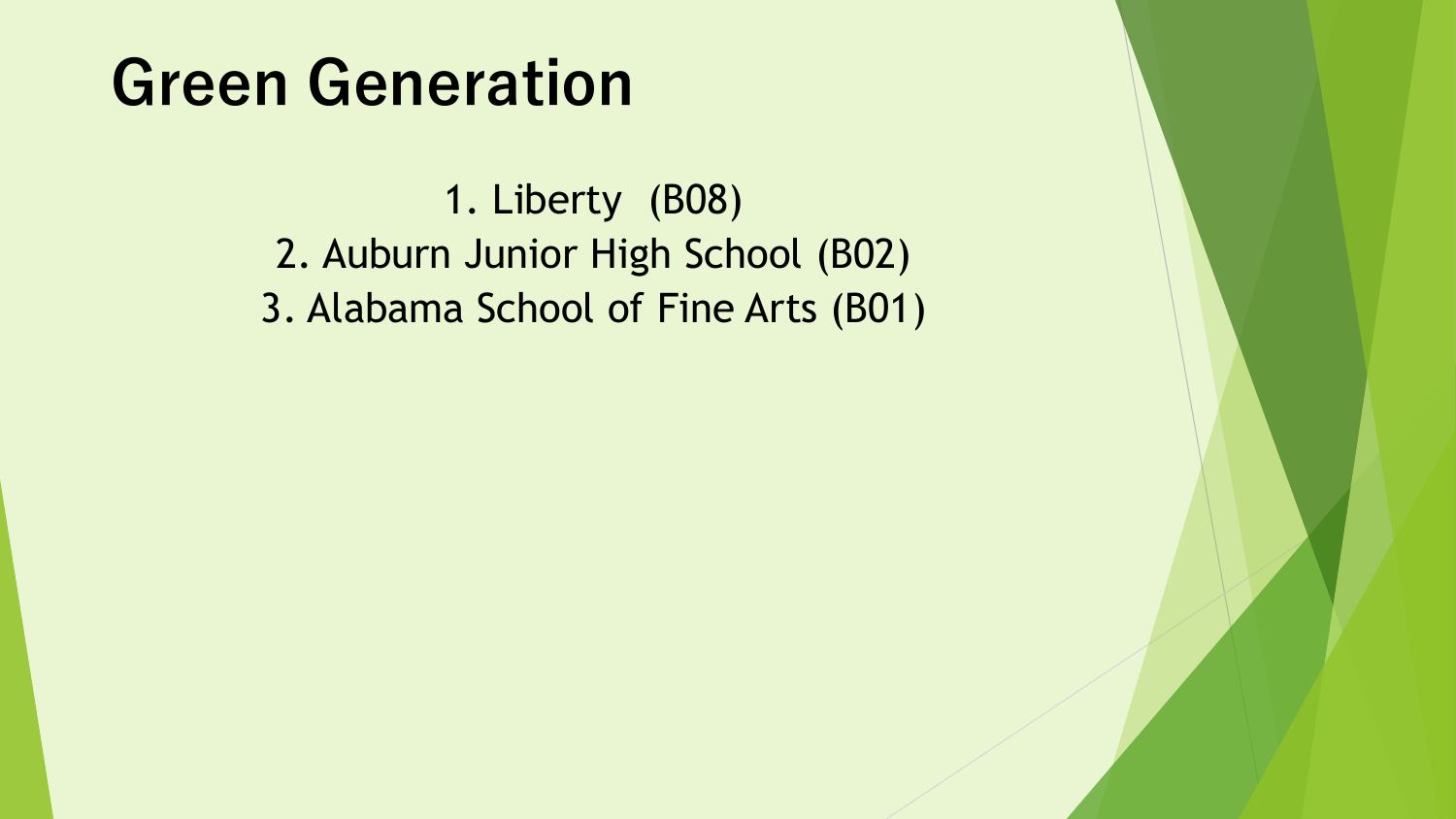# Green Generation

1. Liberty  (B08)
2. Auburn Junior High School (B02)
3. Alabama School of Fine Arts (B01)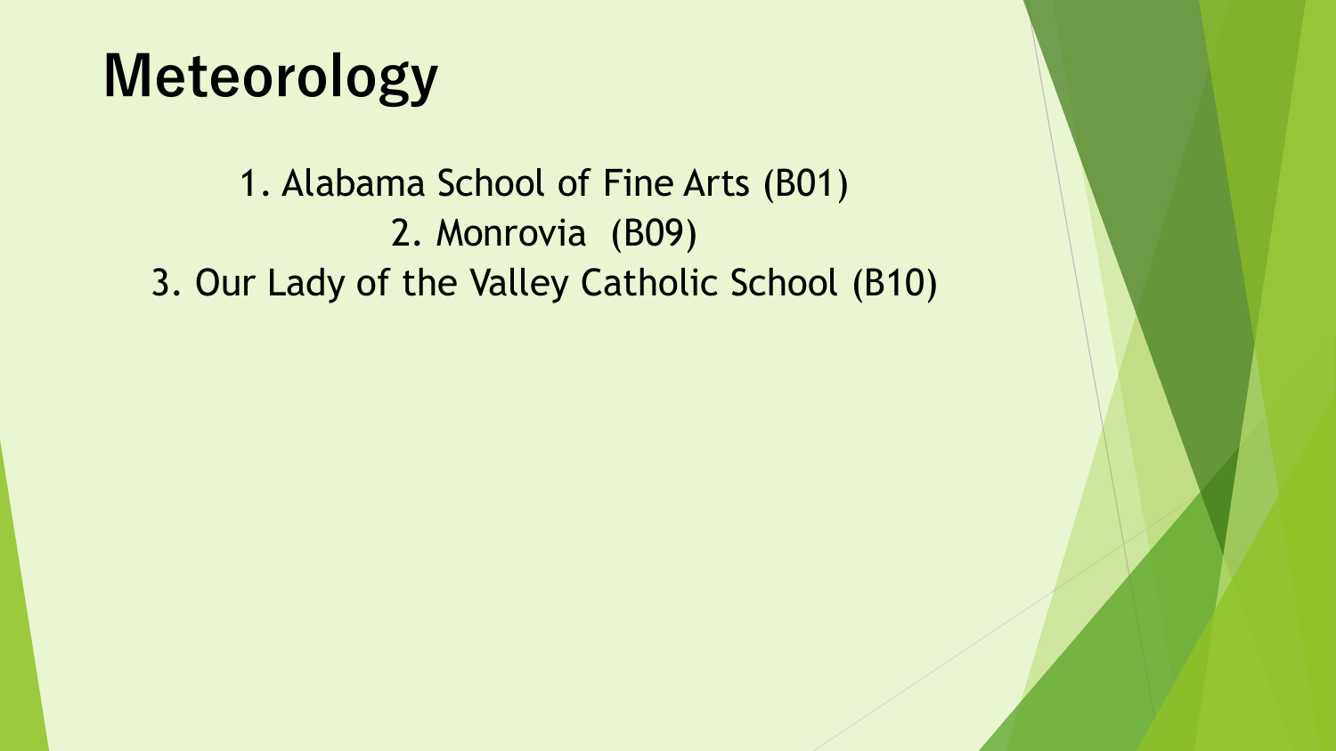# Meteorology

1. Alabama School of Fine Arts (B01)
2. Monrovia (B09)
3. Our Lady of the Valley Catholic School (B10)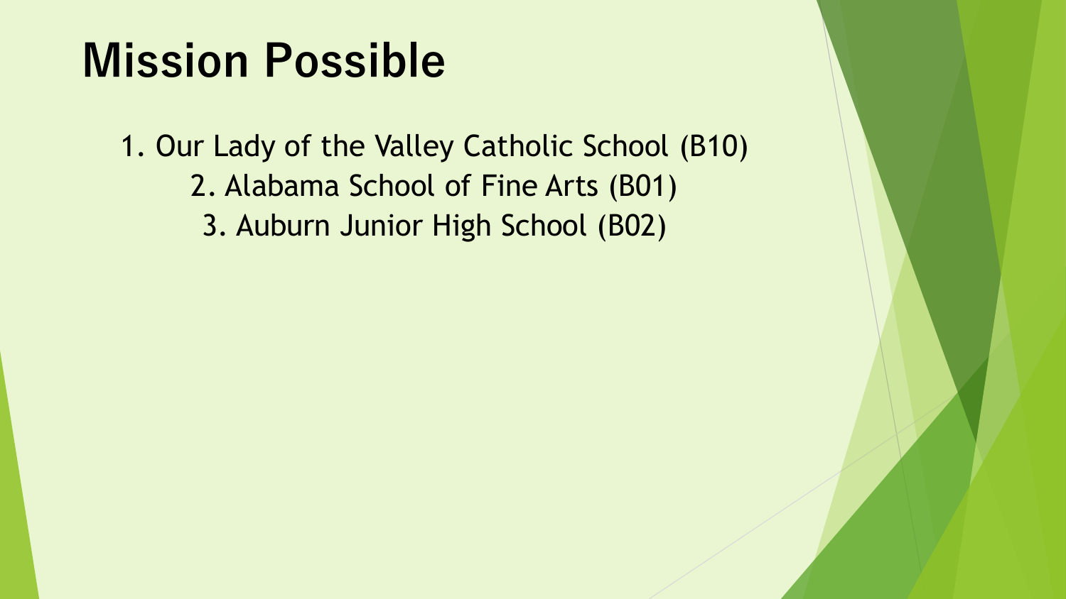# Mission Possible

1. Our Lady of the Valley Catholic School (B10)
2. Alabama School of Fine Arts (B01)
3. Auburn Junior High School (B02)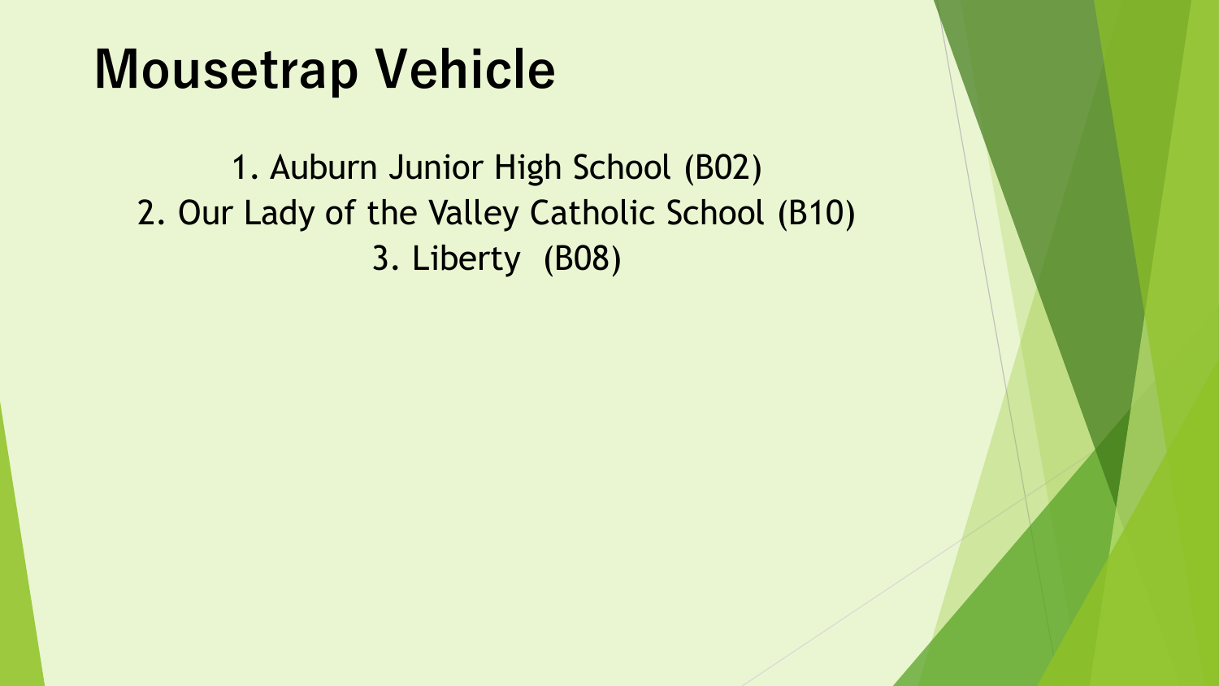# Mousetrap Vehicle

1. Auburn Junior High School (B02)
2. Our Lady of the Valley Catholic School (B10)
3. Liberty  (B08)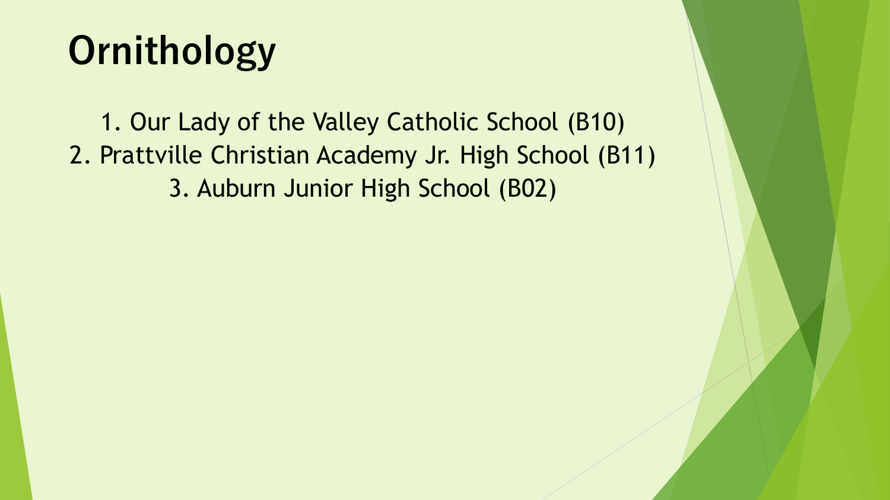# Ornithology

1. Our Lady of the Valley Catholic School (B10)
2. Prattville Christian Academy Jr. High School (B11)
3. Auburn Junior High School (B02)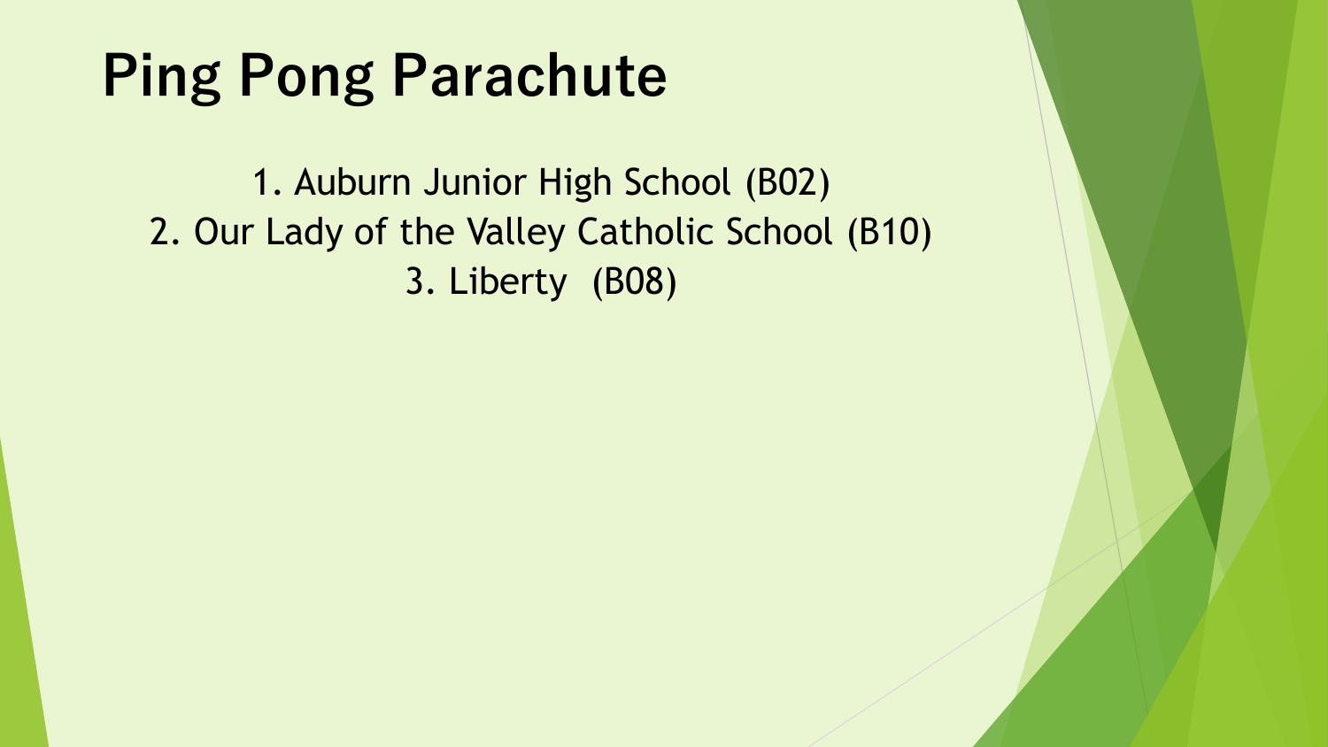# Ping Pong Parachute

1. Auburn Junior High School (B02)
2. Our Lady of the Valley Catholic School (B10)
3. Liberty (B08)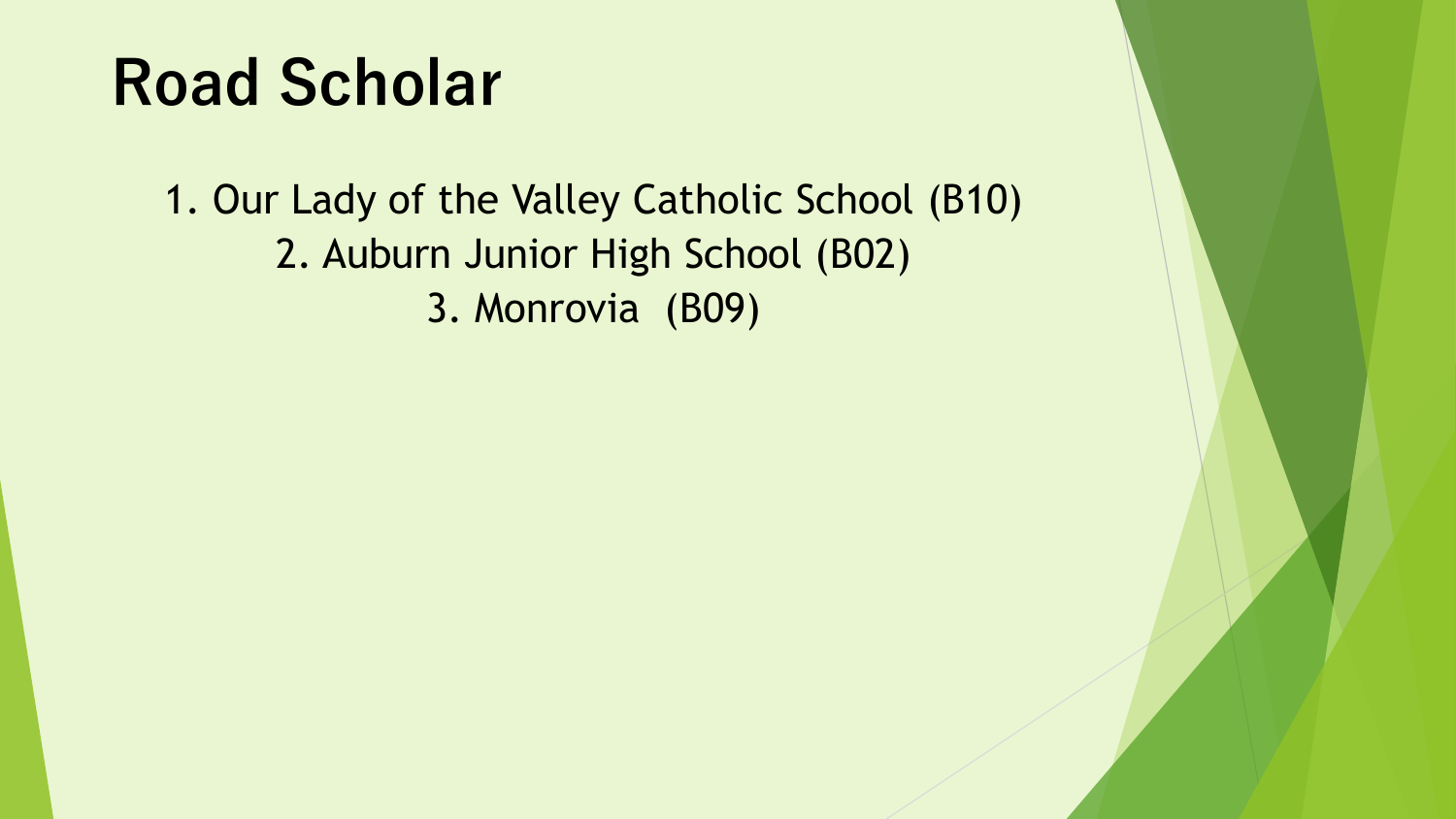# Road Scholar

1. Our Lady of the Valley Catholic School (B10)
2. Auburn Junior High School (B02)
3. Monrovia (B09)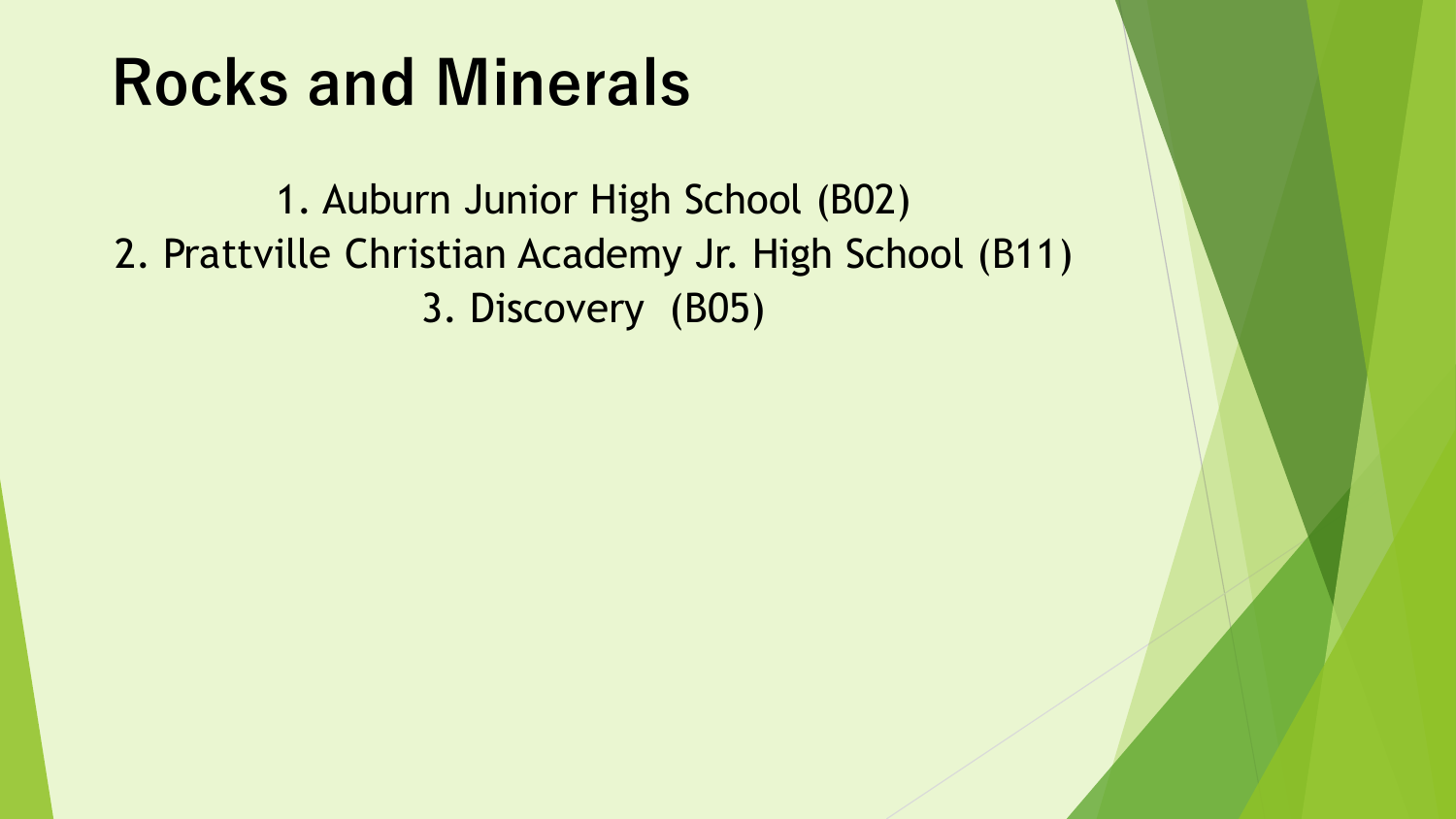# Rocks and Minerals

1. Auburn Junior High School (B02)
2. Prattville Christian Academy Jr. High School (B11)
3. Discovery (B05)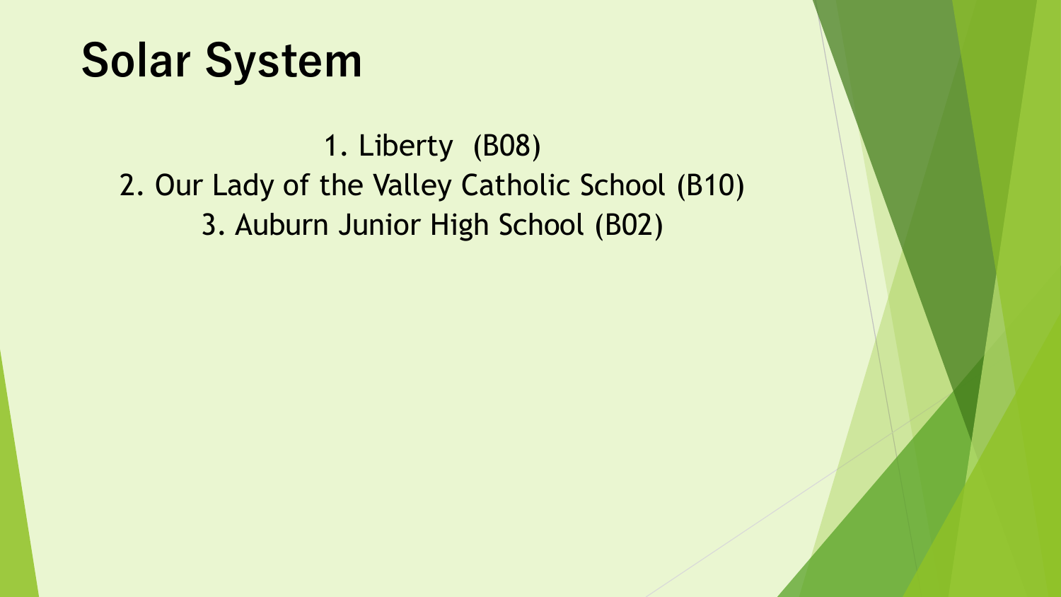# Solar System

1. Liberty  (B08)
2. Our Lady of the Valley Catholic School (B10)
3. Auburn Junior High School (B02)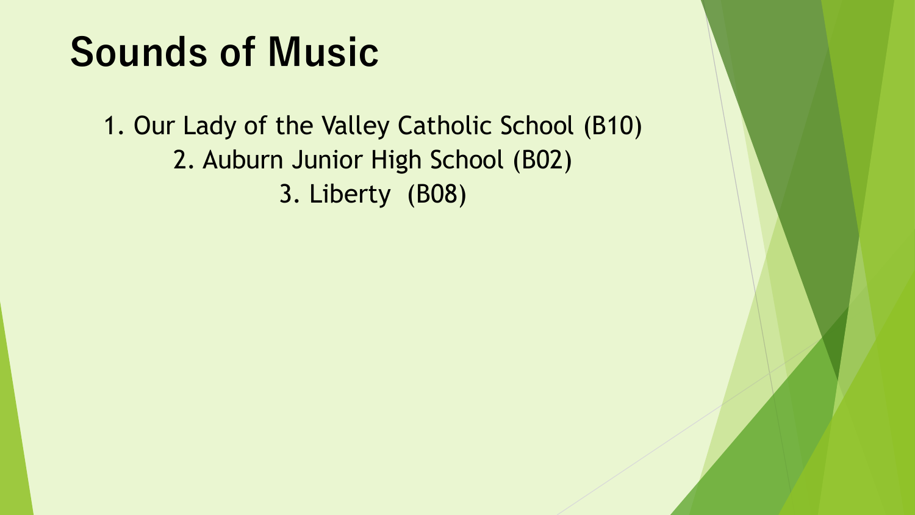# Sounds of Music

1. Our Lady of the Valley Catholic School (B10)
2. Auburn Junior High School (B02)
3. Liberty  (B08)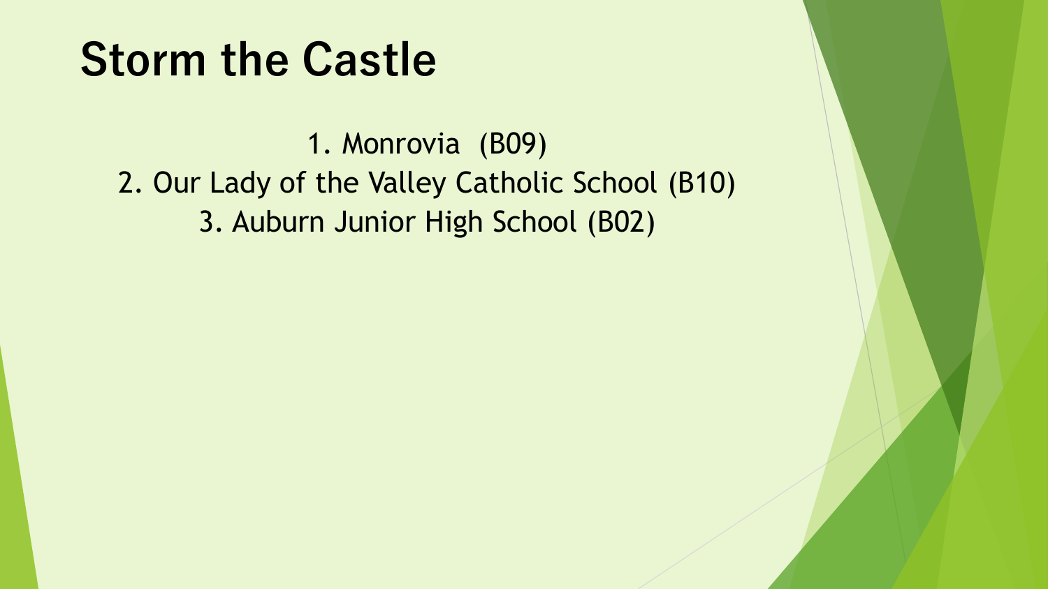# Storm the Castle

1. Monrovia (B09)
2. Our Lady of the Valley Catholic School (B10)
3. Auburn Junior High School (B02)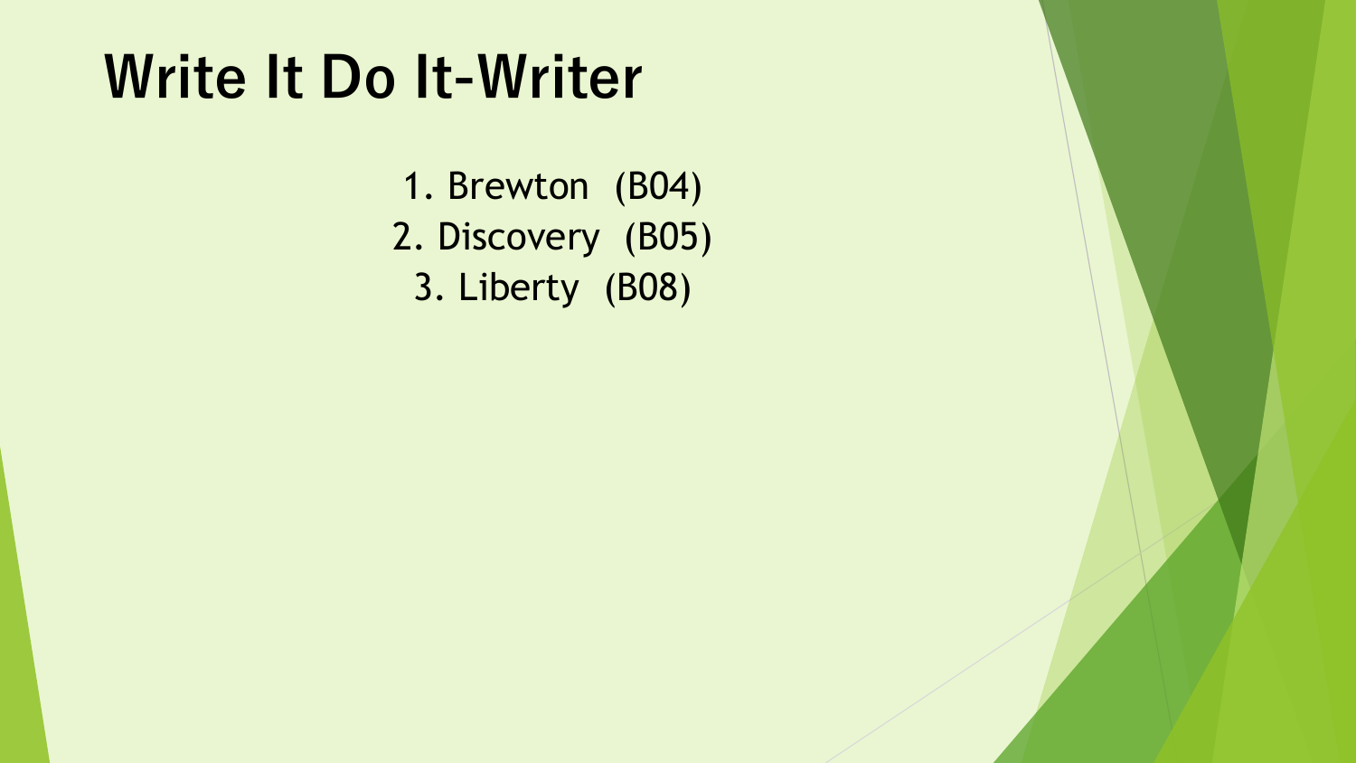# Write It Do It-Writer

1. Brewton (B04)
2. Discovery (B05)
3. Liberty (B08)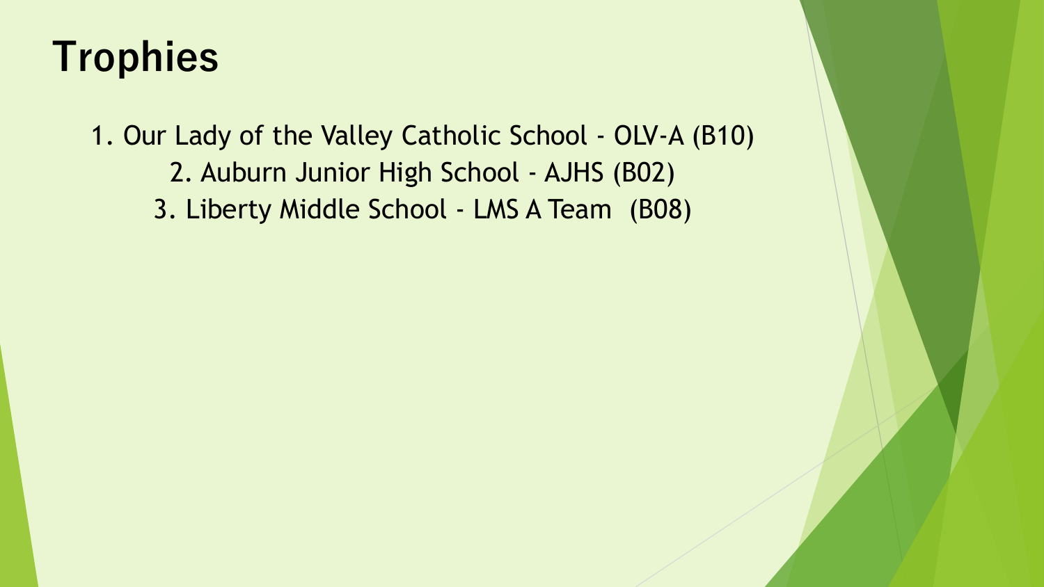# Trophies

1. Our Lady of the Valley Catholic School - OLV-A (B10)
2. Auburn Junior High School - AJHS (B02)
3. Liberty Middle School - LMS A Team (B08)